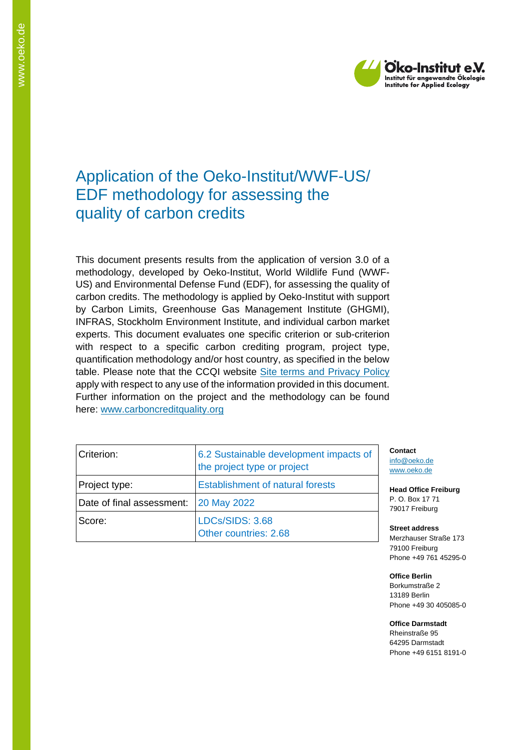# Application of the Oeko-Institut/WWF-US/ EDF methodology for assessing the quality of carbon credits

This document presents results from the application of version 3.0 of a methodology, developed by Oeko-Institut, World Wildlife Fund (WWF-US) and Environmental Defense Fund (EDF), for assessing the quality of carbon credits. The methodology is applied by Oeko-Institut with support by Carbon Limits, Greenhouse Gas Management Institute (GHGMI), INFRAS, Stockholm Environment Institute, and individual carbon market experts. This document evaluates one specific criterion or sub-criterion with respect to a specific carbon crediting program, project type, quantification methodology and/or host country, as specified in the below table. Please note that the CCQI website [Site terms and Privacy Policy] apply with respect to any use of the information provided in this document. Further information on the project and the methodology can be found here: www.carboncreditquality.org

| | |
|---|---|
| Criterion: | 6.2 Sustainable development impacts of the project type or project |
| Project type: | Establishment of natural forests |
| Date of final assessment: | 20 May 2022 |
| Score: | LDCs/SIDS: 3.68<br>Other countries: 2.68 |

**Contact**
info@oeko.de
www.oeko.de

**Head Office Freiburg**
P. O. Box 17 71
79017 Freiburg

**Street address**
Merzhauser Straße 173
79100 Freiburg
Phone +49 761 45295-0

**Office Berlin**
Borkumstraße 2
13189 Berlin
Phone +49 30 405085-0

**Office Darmstadt**
Rheinstraße 95
64295 Darmstadt
Phone +49 6151 8191-0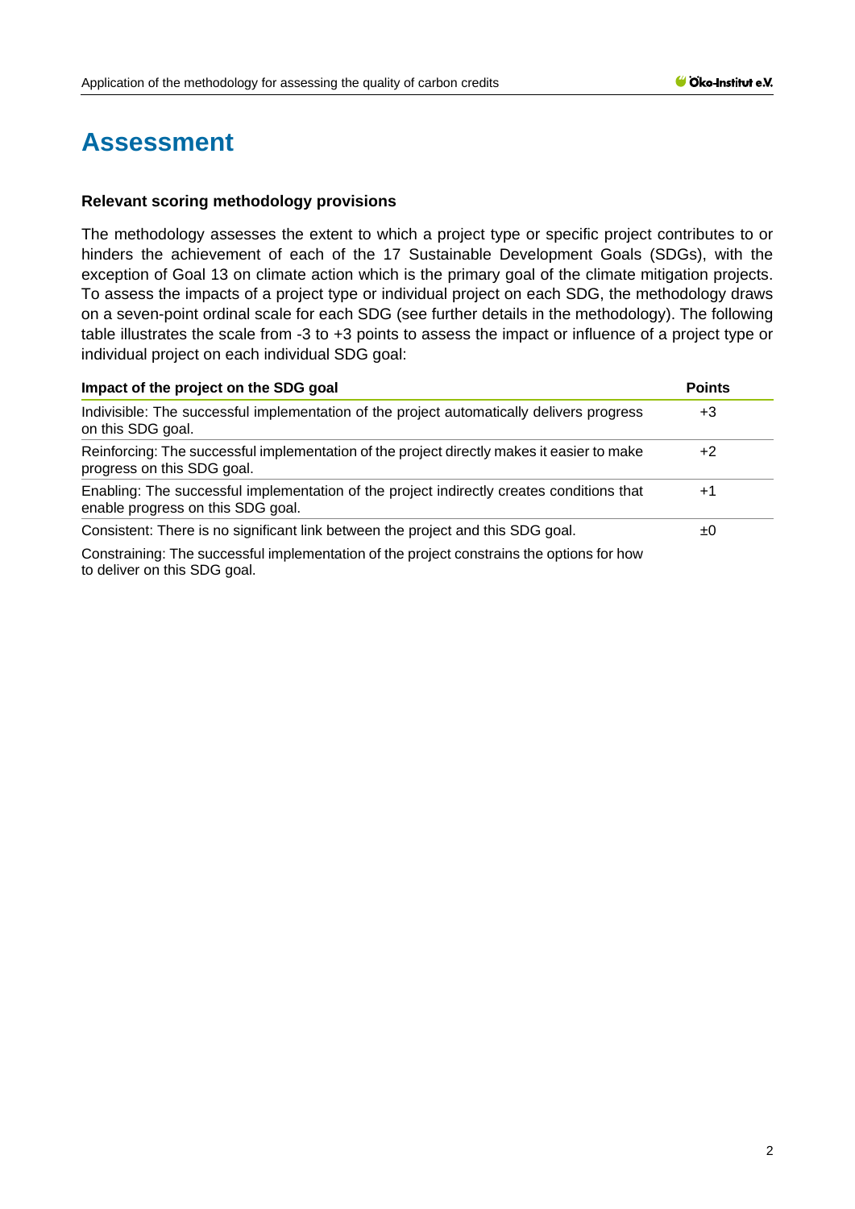# Assessment

**Relevant scoring methodology provisions**

The methodology assesses the extent to which a project type or specific project contributes to or hinders the achievement of each of the 17 Sustainable Development Goals (SDGs), with the exception of Goal 13 on climate action which is the primary goal of the climate mitigation projects. To assess the impacts of a project type or individual project on each SDG, the methodology draws on a seven-point ordinal scale for each SDG (see further details in the methodology). The following table illustrates the scale from -3 to +3 points to assess the impact or influence of a project type or individual project on each individual SDG goal:

| Impact of the project on the SDG goal | Points |
|---|---|
| Indivisible: The successful implementation of the project automatically delivers progress on this SDG goal. | +3 |
| Reinforcing: The successful implementation of the project directly makes it easier to make progress on this SDG goal. | +2 |
| Enabling: The successful implementation of the project indirectly creates conditions that enable progress on this SDG goal. | +1 |
| Consistent: There is no significant link between the project and this SDG goal. | ±0 |
| Constraining: The successful implementation of the project constrains the options for how to deliver on this SDG goal. | |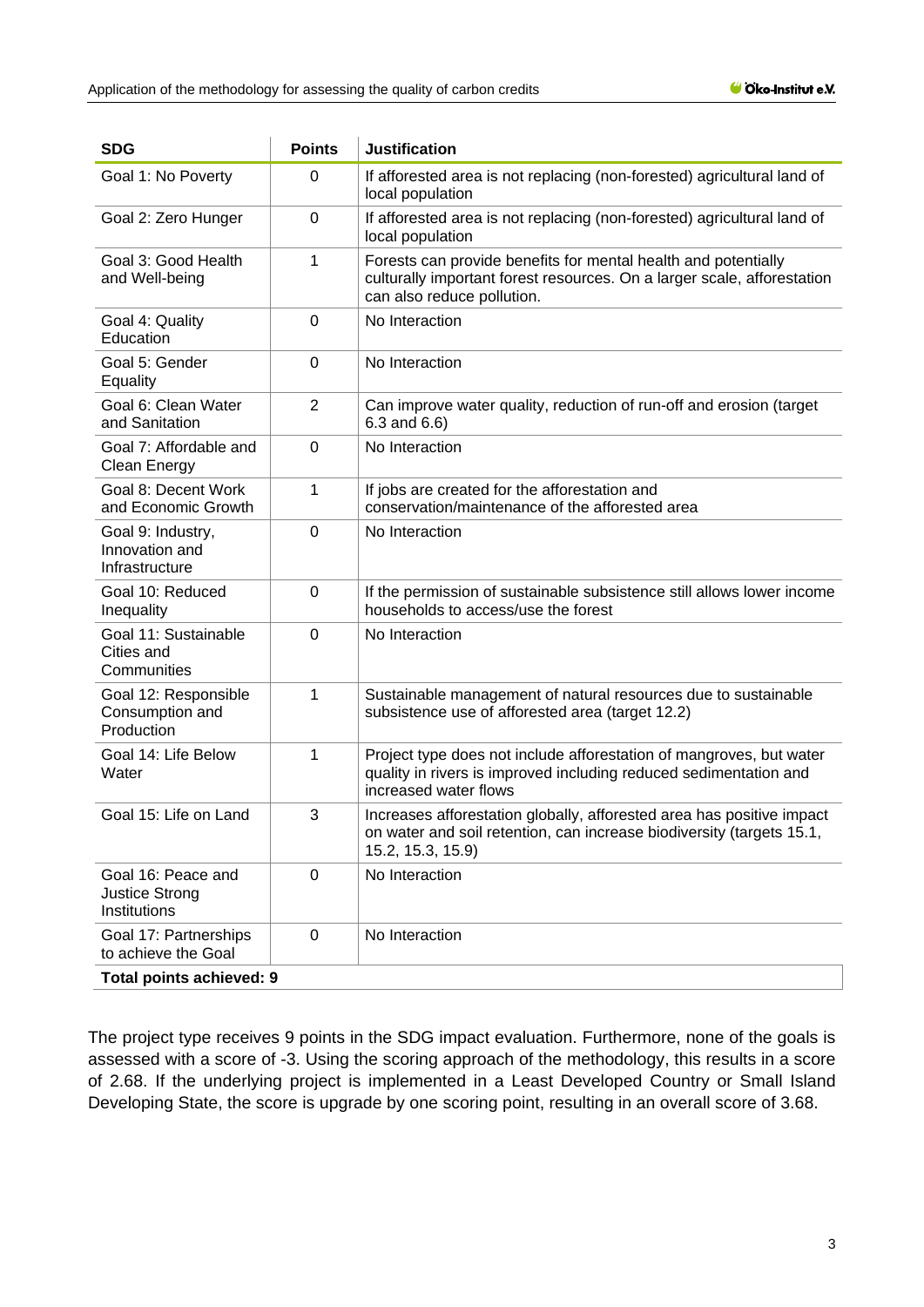| SDG | Points | Justification |
|---|---|---|
| Goal 1: No Poverty | 0 | If afforested area is not replacing (non-forested) agricultural land of local population |
| Goal 2: Zero Hunger | 0 | If afforested area is not replacing (non-forested) agricultural land of local population |
| Goal 3: Good Health and Well-being | 1 | Forests can provide benefits for mental health and potentially culturally important forest resources. On a larger scale, afforestation can also reduce pollution. |
| Goal 4: Quality Education | 0 | No Interaction |
| Goal 5: Gender Equality | 0 | No Interaction |
| Goal 6: Clean Water and Sanitation | 2 | Can improve water quality, reduction of run-off and erosion (target 6.3 and 6.6) |
| Goal 7: Affordable and Clean Energy | 0 | No Interaction |
| Goal 8: Decent Work and Economic Growth | 1 | If jobs are created for the afforestation and conservation/maintenance of the afforested area |
| Goal 9: Industry, Innovation and Infrastructure | 0 | No Interaction |
| Goal 10: Reduced Inequality | 0 | If the permission of sustainable subsistence still allows lower income households to access/use the forest |
| Goal 11: Sustainable Cities and Communities | 0 | No Interaction |
| Goal 12: Responsible Consumption and Production | 1 | Sustainable management of natural resources due to sustainable subsistence use of afforested area (target 12.2) |
| Goal 14: Life Below Water | 1 | Project type does not include afforestation of mangroves, but water quality in rivers is improved including reduced sedimentation and increased water flows |
| Goal 15: Life on Land | 3 | Increases afforestation globally, afforested area has positive impact on water and soil retention, can increase biodiversity (targets 15.1, 15.2, 15.3, 15.9) |
| Goal 16: Peace and Justice Strong Institutions | 0 | No Interaction |
| Goal 17: Partnerships to achieve the Goal | 0 | No Interaction |
| **Total points achieved: 9** | | |

The project type receives 9 points in the SDG impact evaluation. Furthermore, none of the goals is assessed with a score of -3. Using the scoring approach of the methodology, this results in a score of 2.68. If the underlying project is implemented in a Least Developed Country or Small Island Developing State, the score is upgrade by one scoring point, resulting in an overall score of 3.68.